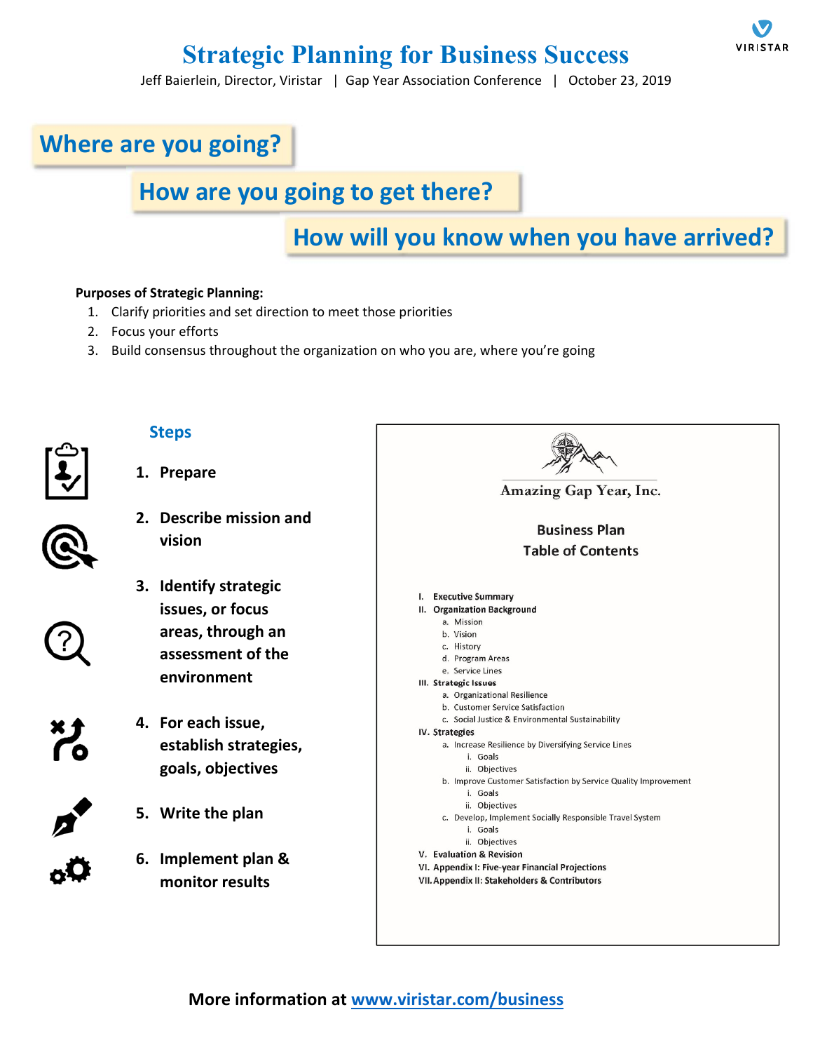# Strategic Planning for Business Success

Jeff Baierlein, Director, Viristar | Gap Year Association Conference | October 23, 2019

## Where are you going?

## How are you going to get there?

## How will you know when you have arrived?

**Purposes of Strategic Planning:**

1. Clarify priorities and set direction to meet those priorities
2. Focus your efforts
3. Build consensus throughout the organization on who you are, where you're going

## Steps

1. **Prepare**
2. **Describe mission and vision**
3. **Identify strategic issues, or focus areas, through an assessment of the environment**
4. **For each issue, establish strategies, goals, objectives**
5. **Write the plan**
6. **Implement plan & monitor results**

---

Amazing Gap Year, Inc.

**Business Plan**
**Table of Contents**

- I. Executive Summary
- II. Organization Background
  - a. Mission
  - b. Vision
  - c. History
  - d. Program Areas
  - e. Service Lines
- III. Strategic Issues
  - a. Organizational Resilience
  - b. Customer Service Satisfaction
  - c. Social Justice & Environmental Sustainability
- IV. Strategies
  - a. Increase Resilience by Diversifying Service Lines
    - i. Goals
    - ii. Objectives
  - b. Improve Customer Satisfaction by Service Quality Improvement
    - i. Goals
    - ii. Objectives
  - c. Develop, Implement Socially Responsible Travel System
    - i. Goals
    - ii. Objectives
- V. Evaluation & Revision
- VI. Appendix I: Five-year Financial Projections
- VII. Appendix II: Stakeholders & Contributors

---

**More information at [www.viristar.com/business](http://www.viristar.com/business)**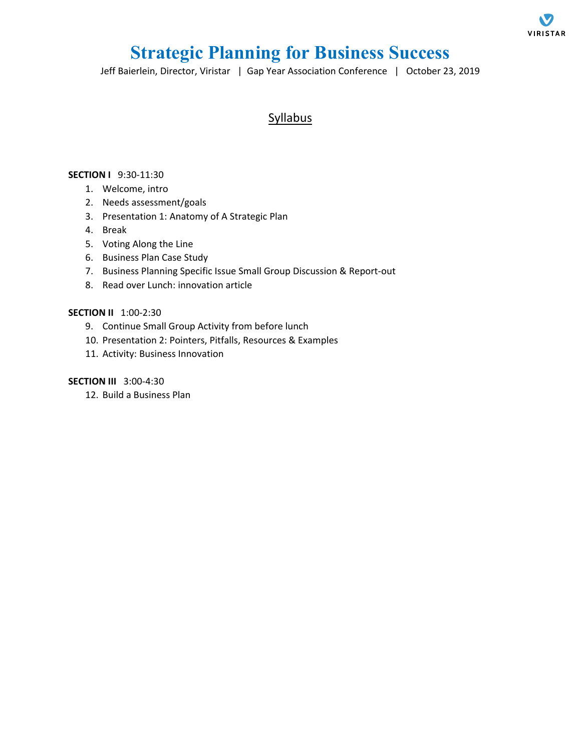# Strategic Planning for Business Success

Jeff Baierlein, Director, Viristar | Gap Year Association Conference | October 23, 2019

## Syllabus

**SECTION I** 9:30-11:30

1. Welcome, intro
2. Needs assessment/goals
3. Presentation 1: Anatomy of A Strategic Plan
4. Break
5. Voting Along the Line
6. Business Plan Case Study
7. Business Planning Specific Issue Small Group Discussion & Report-out
8. Read over Lunch: innovation article

**SECTION II** 1:00-2:30

9. Continue Small Group Activity from before lunch
10. Presentation 2: Pointers, Pitfalls, Resources & Examples
11. Activity: Business Innovation

**SECTION III** 3:00-4:30

12. Build a Business Plan